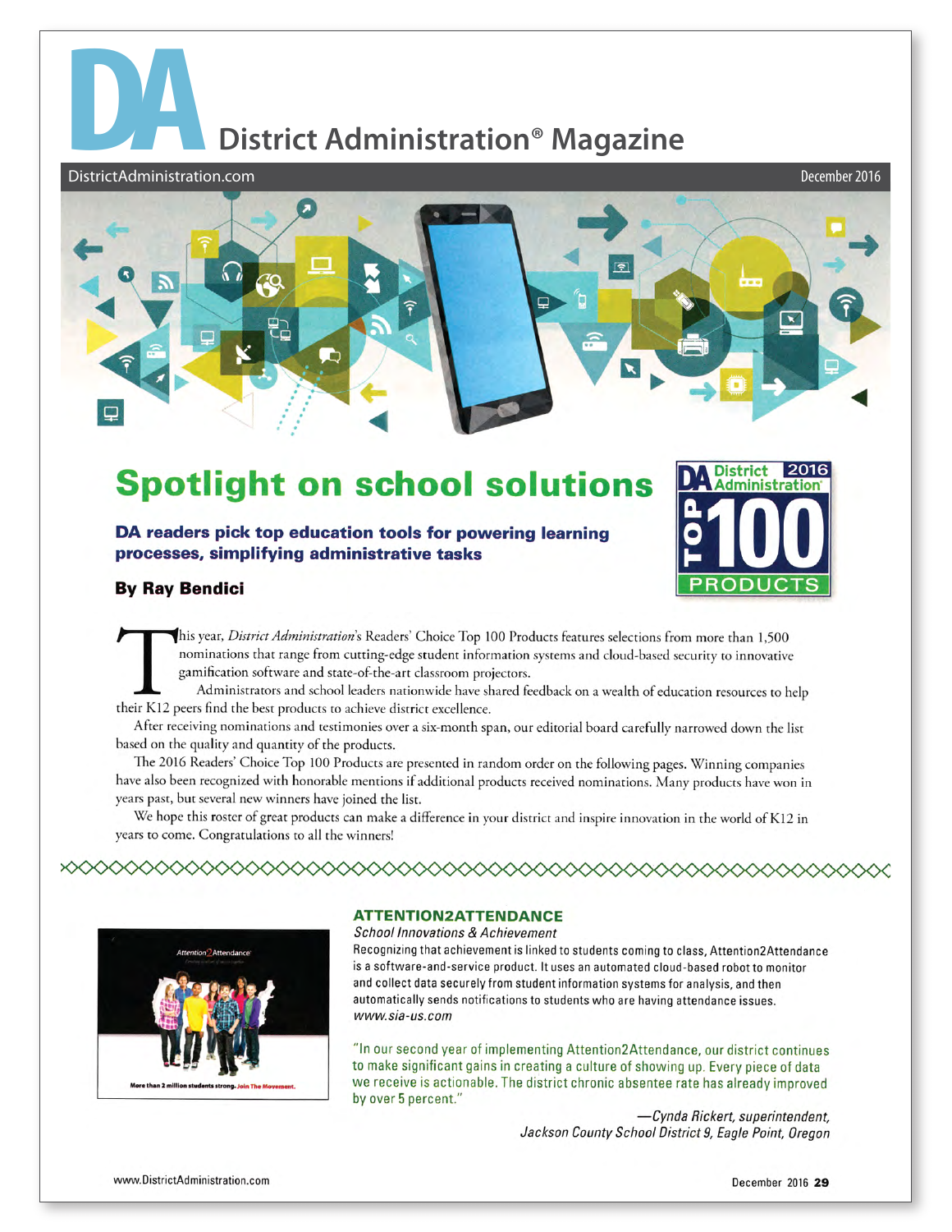# District Administration® Magazine

DistrictAdministration.com — December 2016

# Spotlight on school solutions

**DA readers pick top education tools for powering learning processes, simplifying administrative tasks**

**By Ray Bendici**

This year, *District Administration*'s Readers' Choice Top 100 Products features selections from more than 1,500 nominations that range from cutting-edge student information systems and cloud-based security to innovative gamification software and state-of-the-art classroom projectors.

Administrators and school leaders nationwide have shared feedback on a wealth of education resources to help their K12 peers find the best products to achieve district excellence.

After receiving nominations and testimonies over a six-month span, our editorial board carefully narrowed down the list based on the quality and quantity of the products.

The 2016 Readers' Choice Top 100 Products are presented in random order on the following pages. Winning companies have also been recognized with honorable mentions if additional products received nominations. Many products have won in years past, but several new winners have joined the list.

We hope this roster of great products can make a difference in your district and inspire innovation in the world of K12 in years to come. Congratulations to all the winners!

## ATTENTION2ATTENDANCE

*School Innovations & Achievement*

Recognizing that achievement is linked to students coming to class, Attention2Attendance is a software-and-service product. It uses an automated cloud-based robot to monitor and collect data securely from student information systems for analysis, and then automatically sends notifications to students who are having attendance issues.
*www.sia-us.com*

"In our second year of implementing Attention2Attendance, our district continues to make significant gains in creating a culture of showing up. Every piece of data we receive is actionable. The district chronic absentee rate has already improved by over 5 percent."

*—Cynda Rickert, superintendent, Jackson County School District 9, Eagle Point, Oregon*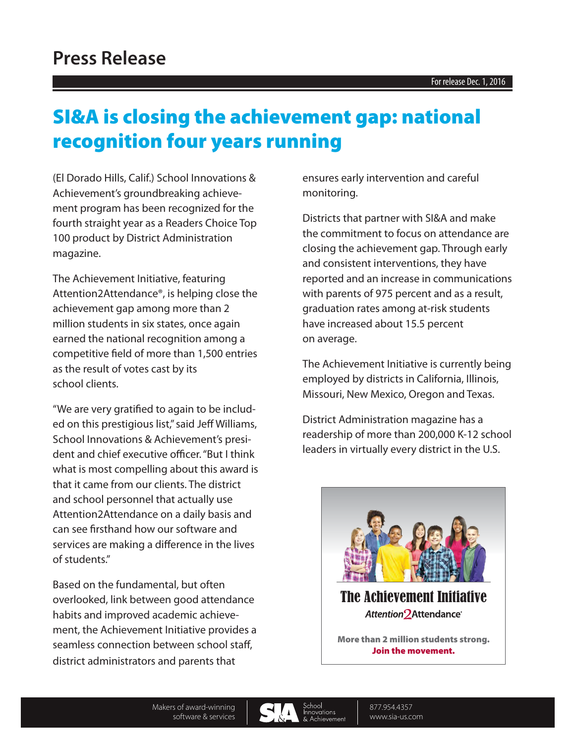# Press Release

For release Dec. 1, 2016

## SI&A is closing the achievement gap: national recognition four years running

(El Dorado Hills, Calif.) School Innovations & Achievement's groundbreaking achievement program has been recognized for the fourth straight year as a Readers Choice Top 100 product by District Administration magazine.

The Achievement Initiative, featuring Attention2Attendance®, is helping close the achievement gap among more than 2 million students in six states, once again earned the national recognition among a competitive field of more than 1,500 entries as the result of votes cast by its school clients.

"We are very gratified to again to be included on this prestigious list," said Jeff Williams, School Innovations & Achievement's president and chief executive officer. "But I think what is most compelling about this award is that it came from our clients. The district and school personnel that actually use Attention2Attendance on a daily basis and can see firsthand how our software and services are making a difference in the lives of students."

Based on the fundamental, but often overlooked, link between good attendance habits and improved academic achievement, the Achievement Initiative provides a seamless connection between school staff, district administrators and parents that ensures early intervention and careful monitoring.

Districts that partner with SI&A and make the commitment to focus on attendance are closing the achievement gap. Through early and consistent interventions, they have reported and an increase in communications with parents of 975 percent and as a result, graduation rates among at-risk students have increased about 15.5 percent on average.

The Achievement Initiative is currently being employed by districts in California, Illinois, Missouri, New Mexico, Oregon and Texas.

District Administration magazine has a readership of more than 200,000 K-12 school leaders in virtually every district in the U.S.

**The Achievement Initiative**

*Attention2Attendance*

**More than 2 million students strong.**
**Join the movement.**

Makers of award-winning software & services | SI&A School Innovations & Achievement | 877.954.4357 www.sia-us.com